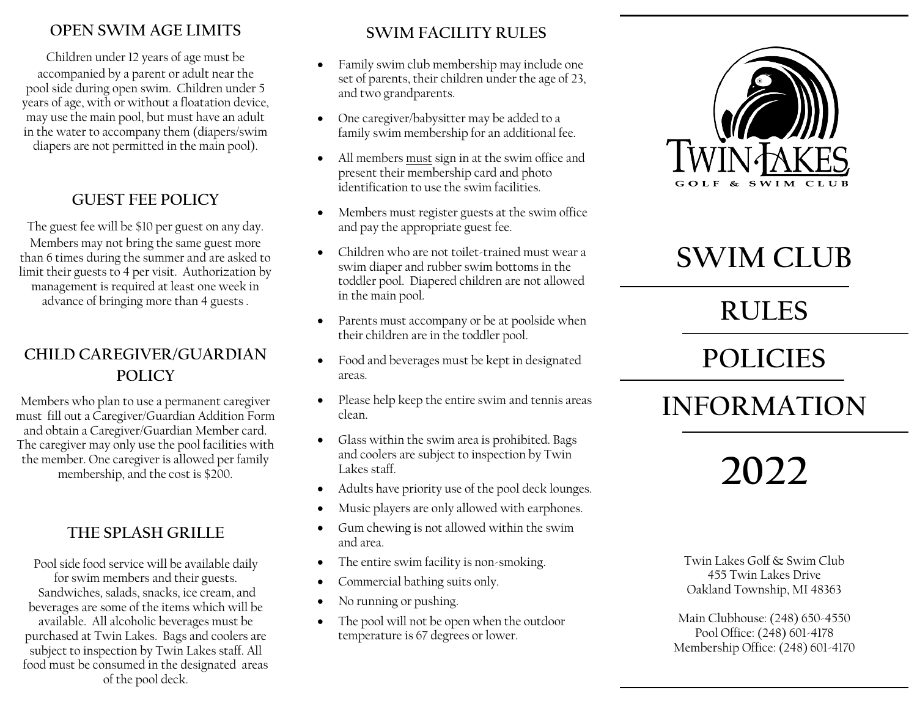## OPEN SWIM AGE LIMITS

Children under 12 years of age must be accompanied by a parent or adult near the pool side during open swim. Children under 5 years of age, with or without a floatation device, may use the main pool, but must have an adult in the water to accompany them (diapers/swim diapers are not permitted in the main pool).

## GUEST FEE POLICY

The guest fee will be $10 per guest on any day. Members may not bring the same guest more than 6 times during the summer and are asked to limit their guests to 4 per visit. Authorization by management is required at least one week in advance of bringing more than 4 guests .

## CHILD CAREGIVER/GUARDIAN POLICY

Members who plan to use a permanent caregiver must fill out a Caregiver/Guardian Addition Form and obtain a Caregiver/Guardian Member card. The caregiver may only use the pool facilities with the member. One caregiver is allowed per family membership, and the cost is $200.

## THE SPLASH GRILLE

Pool side food service will be available daily for swim members and their guests. Sandwiches, salads, snacks, ice cream, and beverages are some of the items which will be available. All alcoholic beverages must be purchased at Twin Lakes. Bags and coolers are subject to inspection by Twin Lakes staff. All food must be consumed in the designated areas of the pool deck.

## SWIM FACILITY RULES

- Family swim club membership may include one set of parents, their children under the age of 23, and two grandparents.
- One caregiver/babysitter may be added to a family swim membership for an additional fee.
- All members must sign in at the swim office and present their membership card and photo identification to use the swim facilities.
- Members must register guests at the swim office and pay the appropriate guest fee.
- Children who are not toilet-trained must wear a swim diaper and rubber swim bottoms in the toddler pool. Diapered children are not allowed in the main pool.
- Parents must accompany or be at poolside when their children are in the toddler pool.
- Food and beverages must be kept in designated areas.
- Please help keep the entire swim and tennis areas clean.
- Glass within the swim area is prohibited. Bags and coolers are subject to inspection by Twin Lakes staff.
- Adults have priority use of the pool deck lounges.
- Music players are only allowed with earphones.
- Gum chewing is not allowed within the swim and area.
- The entire swim facility is non-smoking.
- Commercial bathing suits only.
- No running or pushing.
- The pool will not be open when the outdoor temperature is 67 degrees or lower.

TWIN LAKES
GOLF & SWIM CLUB

# SWIM CLUB

# RULES

# POLICIES

# INFORMATION

# 2022

Twin Lakes Golf & Swim Club
455 Twin Lakes Drive
Oakland Township, MI 48363

Main Clubhouse: (248) 650-4550
Pool Office: (248) 601-4178
Membership Office: (248) 601-4170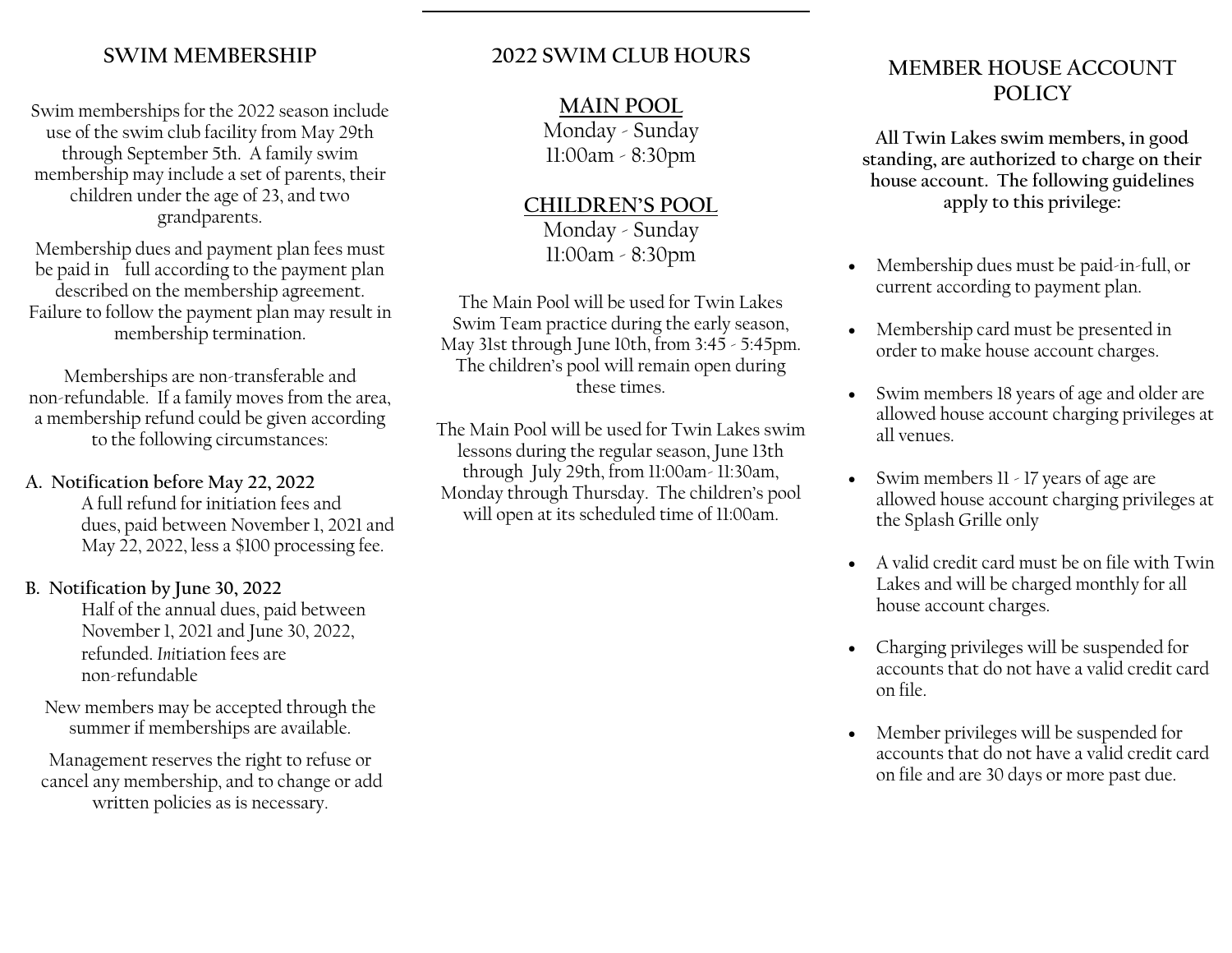## SWIM MEMBERSHIP

Swim memberships for the 2022 season include use of the swim club facility from May 29th through September 5th. A family swim membership may include a set of parents, their children under the age of 23, and two grandparents.

Membership dues and payment plan fees must be paid in full according to the payment plan described on the membership agreement. Failure to follow the payment plan may result in membership termination.

Memberships are non-transferable and non-refundable. If a family moves from the area, a membership refund could be given according to the following circumstances:

**A. Notification before May 22, 2022**
A full refund for initiation fees and dues, paid between November 1, 2021 and May 22, 2022, less a $100 processing fee.

**B. Notification by June 30, 2022**
Half of the annual dues, paid between November 1, 2021 and June 30, 2022, refunded. Initiation fees are non-refundable

New members may be accepted through the summer if memberships are available.

Management reserves the right to refuse or cancel any membership, and to change or add written policies as is necessary.

## 2022 SWIM CLUB HOURS

**MAIN POOL**
Monday - Sunday
11:00am - 8:30pm

**CHILDREN'S POOL**
Monday - Sunday
11:00am - 8:30pm

The Main Pool will be used for Twin Lakes Swim Team practice during the early season, May 31st through June 10th, from 3:45 - 5:45pm. The children's pool will remain open during these times.

The Main Pool will be used for Twin Lakes swim lessons during the regular season, June 13th through July 29th, from 11:00am- 11:30am, Monday through Thursday. The children's pool will open at its scheduled time of 11:00am.

## MEMBER HOUSE ACCOUNT POLICY

**All Twin Lakes swim members, in good standing, are authorized to charge on their house account. The following guidelines apply to this privilege:**

- Membership dues must be paid-in-full, or current according to payment plan.
- Membership card must be presented in order to make house account charges.
- Swim members 18 years of age and older are allowed house account charging privileges at all venues.
- Swim members 11 - 17 years of age are allowed house account charging privileges at the Splash Grille only
- A valid credit card must be on file with Twin Lakes and will be charged monthly for all house account charges.
- Charging privileges will be suspended for accounts that do not have a valid credit card on file.
- Member privileges will be suspended for accounts that do not have a valid credit card on file and are 30 days or more past due.